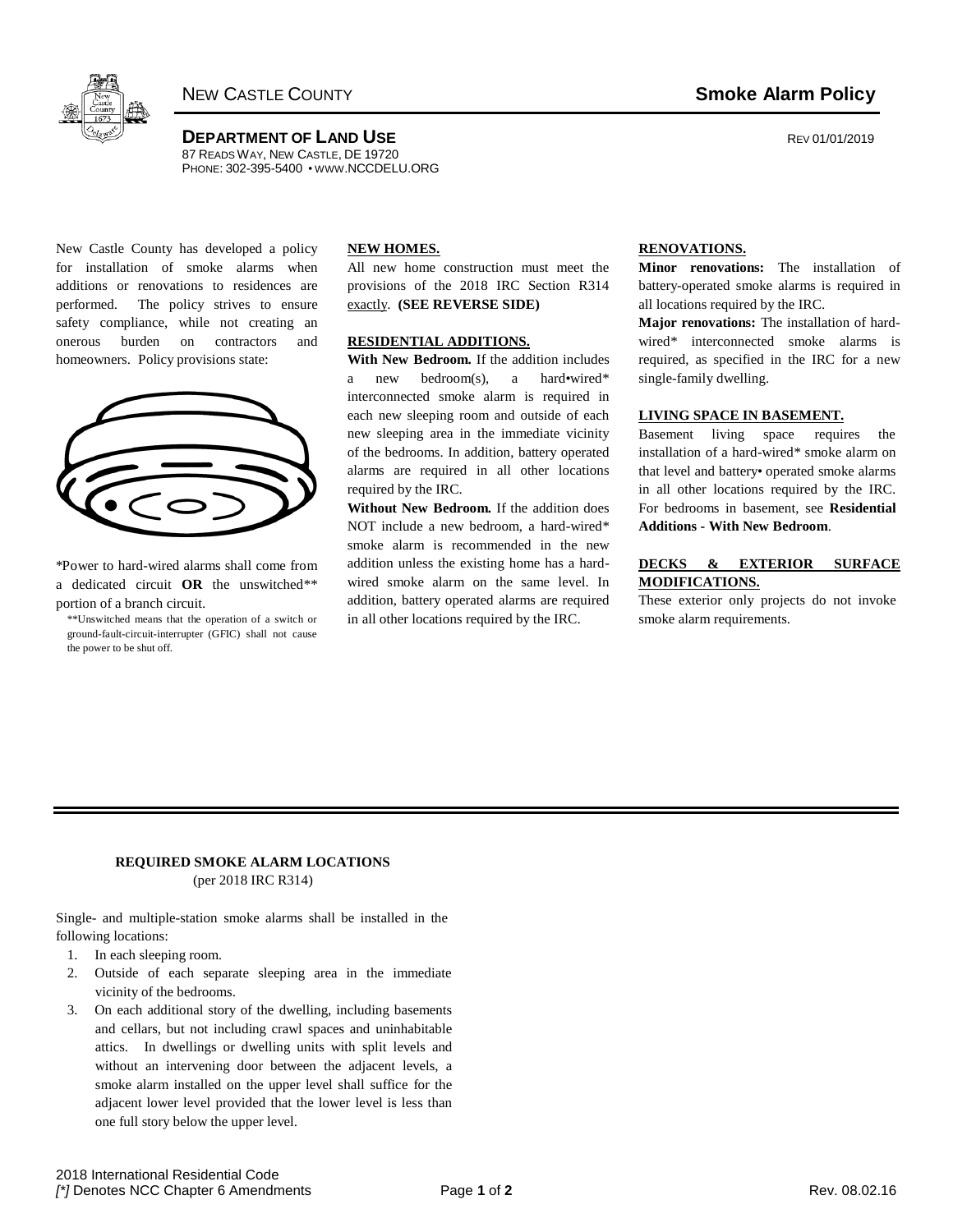# NEW CASTLE COUNTY — Smoke Alarm Policy

**DEPARTMENT OF LAND USE**
87 READS WAY, NEW CASTLE, DE 19720
PHONE: 302-395-5400 • WWW.NCCDELU.ORG

REV 01/01/2019

New Castle County has developed a policy for installation of smoke alarms when additions or renovations to residences are performed. The policy strives to ensure safety compliance, while not creating an onerous burden on contractors and homeowners. Policy provisions state:

*Power to hard-wired alarms shall come from a dedicated circuit **OR** the unswitched** portion of a branch circuit.

**Unswitched means that the operation of a switch or ground-fault-circuit-interrupter (GFIC) shall not cause the power to be shut off.

## NEW HOMES.

All new home construction must meet the provisions of the 2018 IRC Section R314 exactly. **(SEE REVERSE SIDE)**

## RESIDENTIAL ADDITIONS.

**With New Bedroom.** If the addition includes a new bedroom(s), a hard•wired* interconnected smoke alarm is required in each new sleeping room and outside of each new sleeping area in the immediate vicinity of the bedrooms. In addition, battery operated alarms are required in all other locations required by the IRC.

**Without New Bedroom.** If the addition does NOT include a new bedroom, a hard-wired* smoke alarm is recommended in the new addition unless the existing home has a hard-wired smoke alarm on the same level. In addition, battery operated alarms are required in all other locations required by the IRC.

## RENOVATIONS.

**Minor renovations:** The installation of battery-operated smoke alarms is required in all locations required by the IRC.

**Major renovations:** The installation of hard-wired* interconnected smoke alarms is required, as specified in the IRC for a new single-family dwelling.

## LIVING SPACE IN BASEMENT.

Basement living space requires the installation of a hard-wired* smoke alarm on that level and battery• operated smoke alarms in all other locations required by the IRC. For bedrooms in basement, see **Residential Additions - With New Bedroom**.

## DECKS & EXTERIOR SURFACE MODIFICATIONS.

These exterior only projects do not invoke smoke alarm requirements.

---

## REQUIRED SMOKE ALARM LOCATIONS

(per 2018 IRC R314)

Single- and multiple-station smoke alarms shall be installed in the following locations:

1. In each sleeping room.
2. Outside of each separate sleeping area in the immediate vicinity of the bedrooms.
3. On each additional story of the dwelling, including basements and cellars, but not including crawl spaces and uninhabitable attics. In dwellings or dwelling units with split levels and without an intervening door between the adjacent levels, a smoke alarm installed on the upper level shall suffice for the adjacent lower level provided that the lower level is less than one full story below the upper level.

2018 International Residential Code
*[*] Denotes NCC Chapter 6 Amendments*

Rev. 08.02.16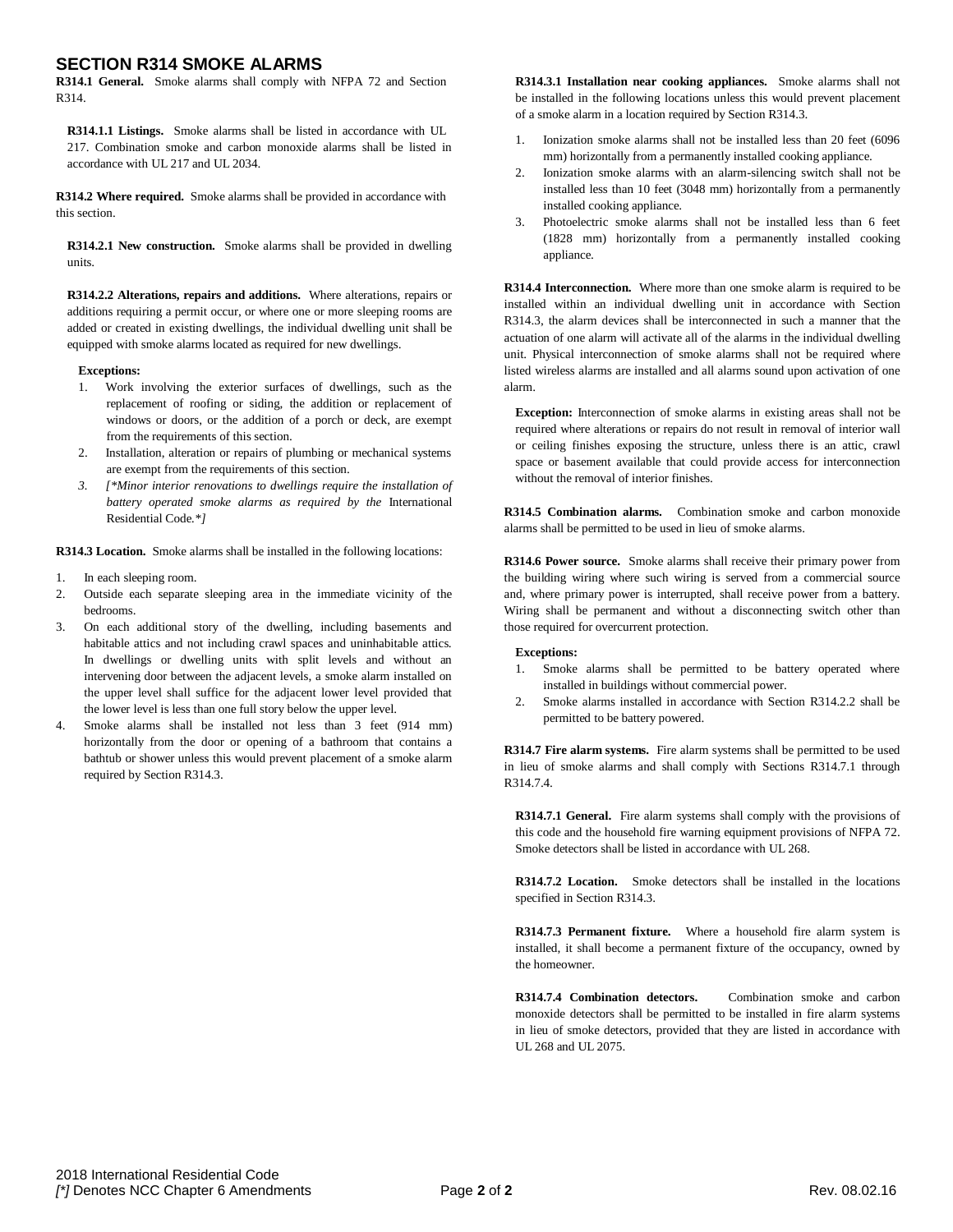## SECTION R314 SMOKE ALARMS

**R314.1 General.** Smoke alarms shall comply with NFPA 72 and Section R314.

**R314.1.1 Listings.** Smoke alarms shall be listed in accordance with UL 217. Combination smoke and carbon monoxide alarms shall be listed in accordance with UL 217 and UL 2034.

**R314.2 Where required.** Smoke alarms shall be provided in accordance with this section.

**R314.2.1 New construction.** Smoke alarms shall be provided in dwelling units.

**R314.2.2 Alterations, repairs and additions.** Where alterations, repairs or additions requiring a permit occur, or where one or more sleeping rooms are added or created in existing dwellings, the individual dwelling unit shall be equipped with smoke alarms located as required for new dwellings.

**Exceptions:**

1. Work involving the exterior surfaces of dwellings, such as the replacement of roofing or siding, the addition or replacement of windows or doors, or the addition of a porch or deck, are exempt from the requirements of this section.
2. Installation, alteration or repairs of plumbing or mechanical systems are exempt from the requirements of this section.
3. *[\*Minor interior renovations to dwellings require the installation of battery operated smoke alarms as required by the* International Residential Code.*\*]*

**R314.3 Location.** Smoke alarms shall be installed in the following locations:

1. In each sleeping room.
2. Outside each separate sleeping area in the immediate vicinity of the bedrooms.
3. On each additional story of the dwelling, including basements and habitable attics and not including crawl spaces and uninhabitable attics. In dwellings or dwelling units with split levels and without an intervening door between the adjacent levels, a smoke alarm installed on the upper level shall suffice for the adjacent lower level provided that the lower level is less than one full story below the upper level.
4. Smoke alarms shall be installed not less than 3 feet (914 mm) horizontally from the door or opening of a bathroom that contains a bathtub or shower unless this would prevent placement of a smoke alarm required by Section R314.3.

**R314.3.1 Installation near cooking appliances.** Smoke alarms shall not be installed in the following locations unless this would prevent placement of a smoke alarm in a location required by Section R314.3.

1. Ionization smoke alarms shall not be installed less than 20 feet (6096 mm) horizontally from a permanently installed cooking appliance.
2. Ionization smoke alarms with an alarm-silencing switch shall not be installed less than 10 feet (3048 mm) horizontally from a permanently installed cooking appliance.
3. Photoelectric smoke alarms shall not be installed less than 6 feet (1828 mm) horizontally from a permanently installed cooking appliance.

**R314.4 Interconnection.** Where more than one smoke alarm is required to be installed within an individual dwelling unit in accordance with Section R314.3, the alarm devices shall be interconnected in such a manner that the actuation of one alarm will activate all of the alarms in the individual dwelling unit. Physical interconnection of smoke alarms shall not be required where listed wireless alarms are installed and all alarms sound upon activation of one alarm.

**Exception:** Interconnection of smoke alarms in existing areas shall not be required where alterations or repairs do not result in removal of interior wall or ceiling finishes exposing the structure, unless there is an attic, crawl space or basement available that could provide access for interconnection without the removal of interior finishes.

**R314.5 Combination alarms.** Combination smoke and carbon monoxide alarms shall be permitted to be used in lieu of smoke alarms.

**R314.6 Power source.** Smoke alarms shall receive their primary power from the building wiring where such wiring is served from a commercial source and, where primary power is interrupted, shall receive power from a battery. Wiring shall be permanent and without a disconnecting switch other than those required for overcurrent protection.

**Exceptions:**

1. Smoke alarms shall be permitted to be battery operated where installed in buildings without commercial power.
2. Smoke alarms installed in accordance with Section R314.2.2 shall be permitted to be battery powered.

**R314.7 Fire alarm systems.** Fire alarm systems shall be permitted to be used in lieu of smoke alarms and shall comply with Sections R314.7.1 through R314.7.4.

**R314.7.1 General.** Fire alarm systems shall comply with the provisions of this code and the household fire warning equipment provisions of NFPA 72. Smoke detectors shall be listed in accordance with UL 268.

**R314.7.2 Location.** Smoke detectors shall be installed in the locations specified in Section R314.3.

**R314.7.3 Permanent fixture.** Where a household fire alarm system is installed, it shall become a permanent fixture of the occupancy, owned by the homeowner.

**R314.7.4 Combination detectors.** Combination smoke and carbon monoxide detectors shall be permitted to be installed in fire alarm systems in lieu of smoke detectors, provided that they are listed in accordance with UL 268 and UL 2075.

2018 International Residential Code
*[\*]* Denotes NCC Chapter 6 Amendments